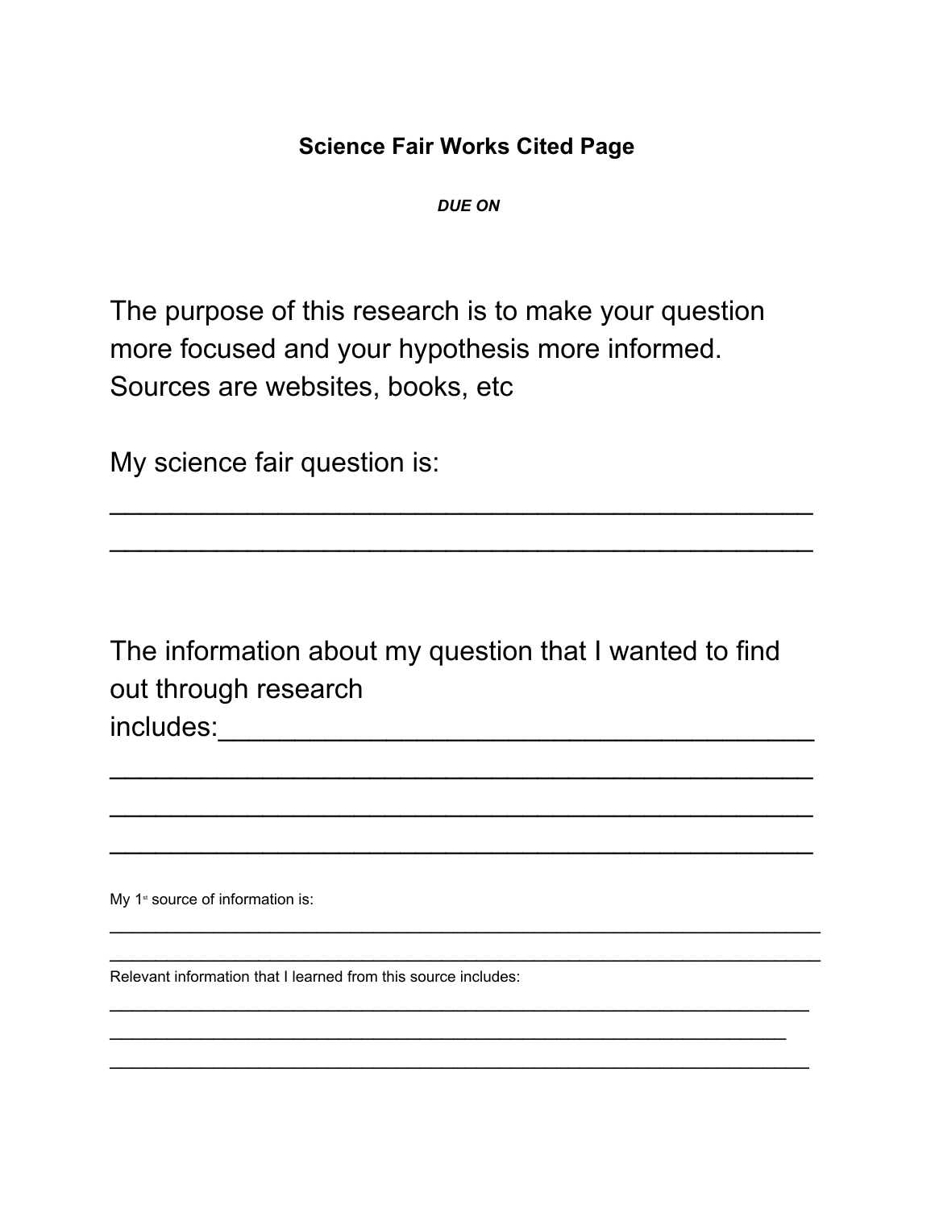**Science Fair Works Cited Page**

***DUE ON***

The purpose of this research is to make your question more focused and your hypothesis more informed. Sources are websites, books, etc

My science fair question is:

______________________________________________

______________________________________________

The information about my question that I wanted to find out through research includes:______________________________________

______________________________________________

______________________________________________

______________________________________________

My 1st source of information is:

______________________________________________________________________

______________________________________________________________________

Relevant information that I learned from this source includes:

_____________________________________________________________________

___________________________________________________________________

_____________________________________________________________________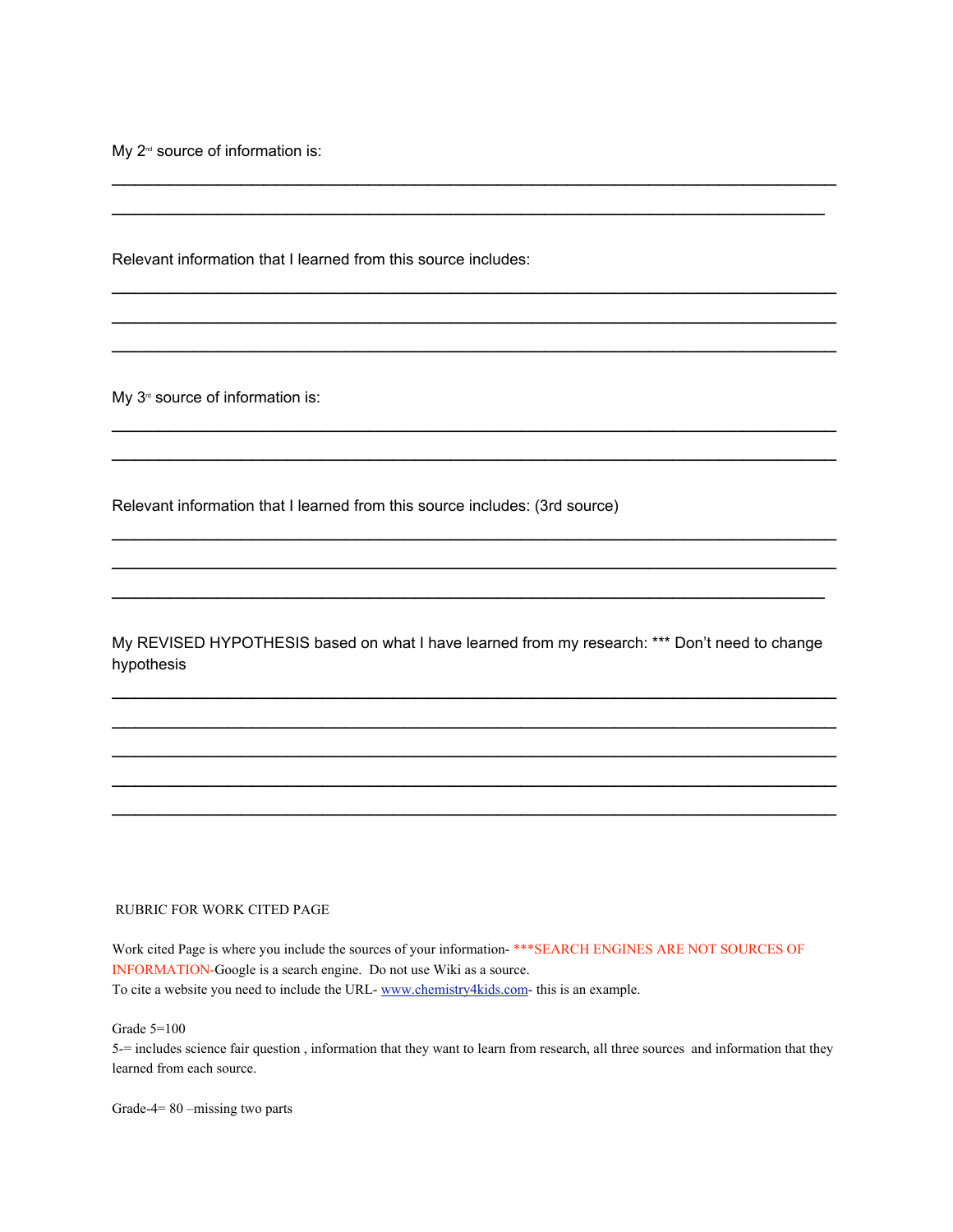My 2nd source of information is:

\_\_\_\_\_\_\_\_\_\_\_\_\_\_\_\_\_\_\_\_\_\_\_\_\_\_\_\_\_\_\_\_\_\_\_\_\_\_\_\_\_\_\_\_\_\_\_\_\_\_\_\_\_\_\_\_\_\_\_\_\_\_\_\_\_\_\_\_\_\_\_\_

\_\_\_\_\_\_\_\_\_\_\_\_\_\_\_\_\_\_\_\_\_\_\_\_\_\_\_\_\_\_\_\_\_\_\_\_\_\_\_\_\_\_\_\_\_\_\_\_\_\_\_\_\_\_\_\_\_\_\_\_\_\_\_\_\_\_\_\_\_\_\_

Relevant information that I learned from this source includes:

\_\_\_\_\_\_\_\_\_\_\_\_\_\_\_\_\_\_\_\_\_\_\_\_\_\_\_\_\_\_\_\_\_\_\_\_\_\_\_\_\_\_\_\_\_\_\_\_\_\_\_\_\_\_\_\_\_\_\_\_\_\_\_\_\_\_\_\_\_\_\_\_

\_\_\_\_\_\_\_\_\_\_\_\_\_\_\_\_\_\_\_\_\_\_\_\_\_\_\_\_\_\_\_\_\_\_\_\_\_\_\_\_\_\_\_\_\_\_\_\_\_\_\_\_\_\_\_\_\_\_\_\_\_\_\_\_\_\_\_\_\_\_\_\_

\_\_\_\_\_\_\_\_\_\_\_\_\_\_\_\_\_\_\_\_\_\_\_\_\_\_\_\_\_\_\_\_\_\_\_\_\_\_\_\_\_\_\_\_\_\_\_\_\_\_\_\_\_\_\_\_\_\_\_\_\_\_\_\_\_\_\_\_\_\_\_\_

My 3rd source of information is:

\_\_\_\_\_\_\_\_\_\_\_\_\_\_\_\_\_\_\_\_\_\_\_\_\_\_\_\_\_\_\_\_\_\_\_\_\_\_\_\_\_\_\_\_\_\_\_\_\_\_\_\_\_\_\_\_\_\_\_\_\_\_\_\_\_\_\_\_\_\_\_\_

\_\_\_\_\_\_\_\_\_\_\_\_\_\_\_\_\_\_\_\_\_\_\_\_\_\_\_\_\_\_\_\_\_\_\_\_\_\_\_\_\_\_\_\_\_\_\_\_\_\_\_\_\_\_\_\_\_\_\_\_\_\_\_\_\_\_\_\_\_\_\_\_

Relevant information that I learned from this source includes: (3rd source)

\_\_\_\_\_\_\_\_\_\_\_\_\_\_\_\_\_\_\_\_\_\_\_\_\_\_\_\_\_\_\_\_\_\_\_\_\_\_\_\_\_\_\_\_\_\_\_\_\_\_\_\_\_\_\_\_\_\_\_\_\_\_\_\_\_\_\_\_\_\_\_\_

\_\_\_\_\_\_\_\_\_\_\_\_\_\_\_\_\_\_\_\_\_\_\_\_\_\_\_\_\_\_\_\_\_\_\_\_\_\_\_\_\_\_\_\_\_\_\_\_\_\_\_\_\_\_\_\_\_\_\_\_\_\_\_\_\_\_\_\_\_\_\_\_

\_\_\_\_\_\_\_\_\_\_\_\_\_\_\_\_\_\_\_\_\_\_\_\_\_\_\_\_\_\_\_\_\_\_\_\_\_\_\_\_\_\_\_\_\_\_\_\_\_\_\_\_\_\_\_\_\_\_\_\_\_\_\_\_\_\_\_\_\_\_\_

My REVISED HYPOTHESIS based on what I have learned from my research: *** Don't need to change hypothesis

\_\_\_\_\_\_\_\_\_\_\_\_\_\_\_\_\_\_\_\_\_\_\_\_\_\_\_\_\_\_\_\_\_\_\_\_\_\_\_\_\_\_\_\_\_\_\_\_\_\_\_\_\_\_\_\_\_\_\_\_\_\_\_\_\_\_\_\_\_\_\_\_

\_\_\_\_\_\_\_\_\_\_\_\_\_\_\_\_\_\_\_\_\_\_\_\_\_\_\_\_\_\_\_\_\_\_\_\_\_\_\_\_\_\_\_\_\_\_\_\_\_\_\_\_\_\_\_\_\_\_\_\_\_\_\_\_\_\_\_\_\_\_\_\_

\_\_\_\_\_\_\_\_\_\_\_\_\_\_\_\_\_\_\_\_\_\_\_\_\_\_\_\_\_\_\_\_\_\_\_\_\_\_\_\_\_\_\_\_\_\_\_\_\_\_\_\_\_\_\_\_\_\_\_\_\_\_\_\_\_\_\_\_\_\_\_\_

\_\_\_\_\_\_\_\_\_\_\_\_\_\_\_\_\_\_\_\_\_\_\_\_\_\_\_\_\_\_\_\_\_\_\_\_\_\_\_\_\_\_\_\_\_\_\_\_\_\_\_\_\_\_\_\_\_\_\_\_\_\_\_\_\_\_\_\_\_\_\_\_

\_\_\_\_\_\_\_\_\_\_\_\_\_\_\_\_\_\_\_\_\_\_\_\_\_\_\_\_\_\_\_\_\_\_\_\_\_\_\_\_\_\_\_\_\_\_\_\_\_\_\_\_\_\_\_\_\_\_\_\_\_\_\_\_\_\_\_\_\_\_\_\_

RUBRIC FOR WORK CITED PAGE

Work cited Page is where you include the sources of your information- ***SEARCH ENGINES ARE NOT SOURCES OF INFORMATION-Google is a search engine. Do not use Wiki as a source.
To cite a website you need to include the URL- [www.chemistry4kids.com](http://www.chemistry4kids.com)- this is an example.

Grade 5=100
5-= includes science fair question , information that they want to learn from research, all three sources and information that they learned from each source.

Grade-4= 80 –missing two parts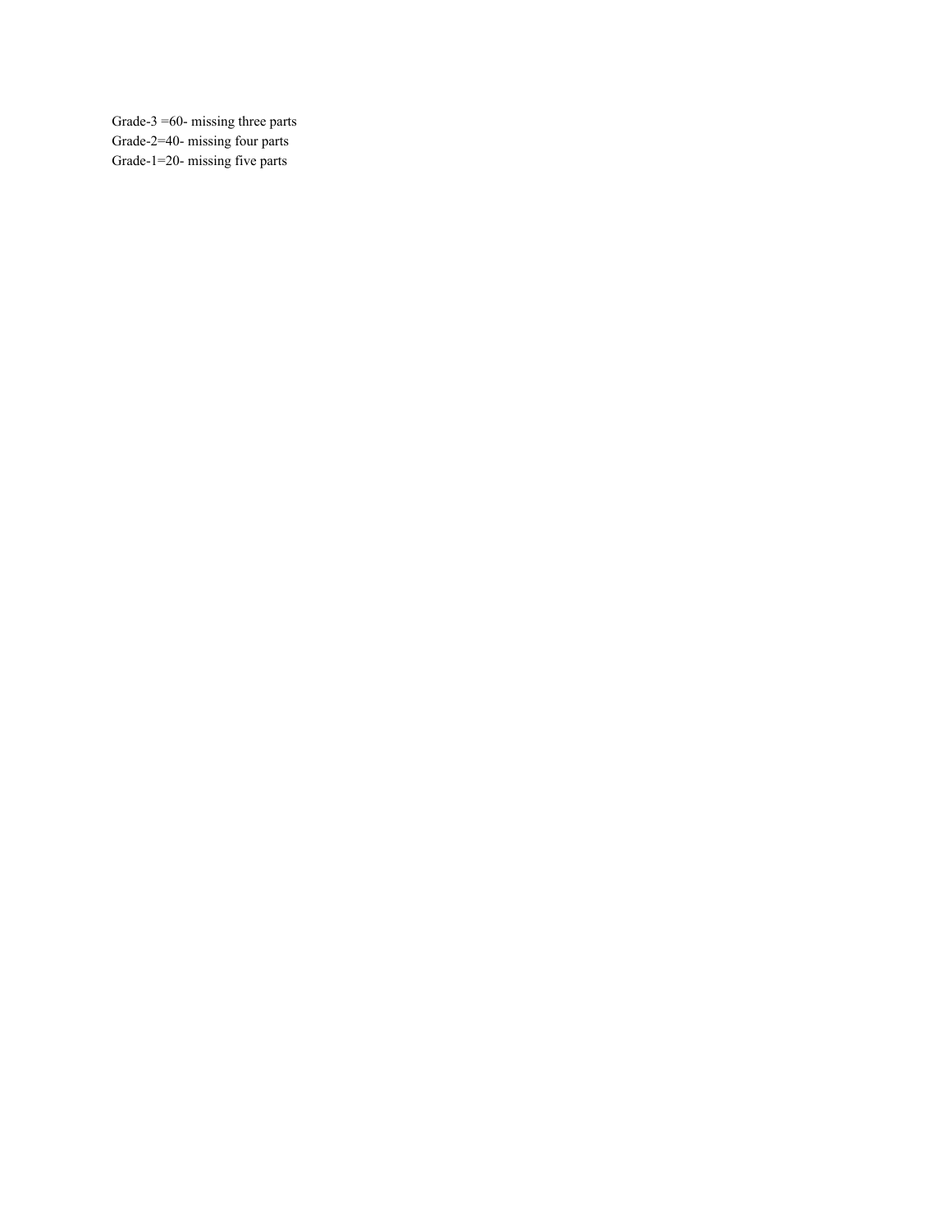Grade-3 =60- missing three parts
Grade-2=40- missing four parts
Grade-1=20- missing five parts